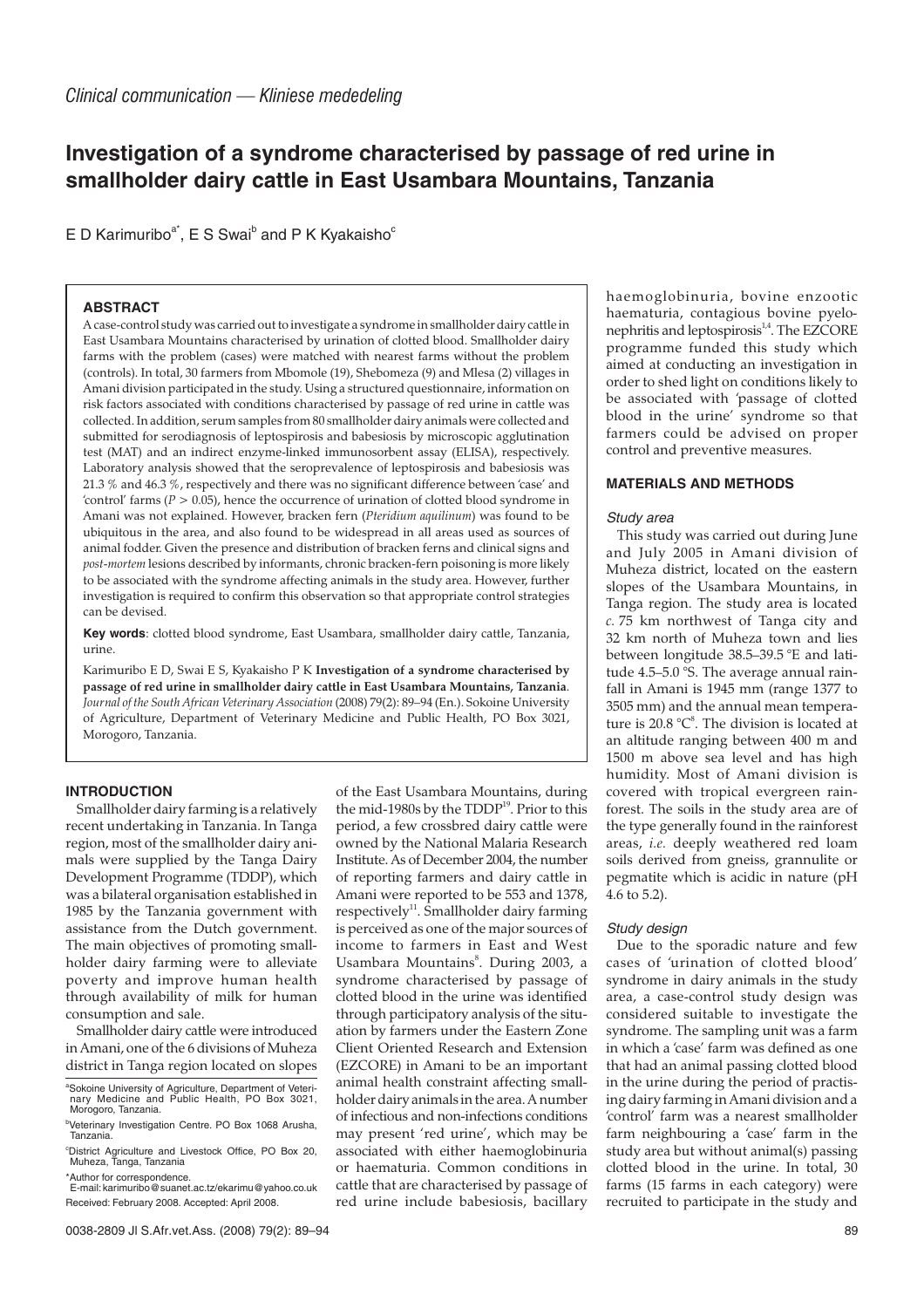*Clinical communication — Kliniese mededeling*

# Investigation of a syndrome characterised by passage of red urine in smallholder dairy cattle in East Usambara Mountains, Tanzania

E D Karimuribo[a*], E S Swai[b] and P K Kyakaisho[c]

## ABSTRACT

A case-control study was carried out to investigate a syndrome in smallholder dairy cattle in East Usambara Mountains characterised by urination of clotted blood. Smallholder dairy farms with the problem (cases) were matched with nearest farms without the problem (controls). In total, 30 farmers from Mbomole (19), Shebomeza (9) and Mlesa (2) villages in Amani division participated in the study. Using a structured questionnaire, information on risk factors associated with conditions characterised by passage of red urine in cattle was collected. In addition, serum samples from 80 smallholder dairy animals were collected and submitted for serodiagnosis of leptospirosis and babesiosis by microscopic agglutination test (MAT) and an indirect enzyme-linked immunosorbent assay (ELISA), respectively. Laboratory analysis showed that the seroprevalence of leptospirosis and babesiosis was 21.3 % and 46.3 %, respectively and there was no significant difference between 'case' and 'control' farms ($P > 0.05$), hence the occurrence of urination of clotted blood syndrome in Amani was not explained. However, bracken fern (*Pteridium aquilinum*) was found to be ubiquitous in the area, and also found to be widespread in all areas used as sources of animal fodder. Given the presence and distribution of bracken ferns and clinical signs and *post-mortem* lesions described by informants, chronic bracken-fern poisoning is more likely to be associated with the syndrome affecting animals in the study area. However, further investigation is required to confirm this observation so that appropriate control strategies can be devised.

**Key words**: clotted blood syndrome, East Usambara, smallholder dairy cattle, Tanzania, urine.

Karimuribo E D, Swai E S, Kyakaisho P K **Investigation of a syndrome characterised by passage of red urine in smallholder dairy cattle in East Usambara Mountains, Tanzania**. *Journal of the South African Veterinary Association* (2008) 79(2): 89–94 (En.). Sokoine University of Agriculture, Department of Veterinary Medicine and Public Health, PO Box 3021, Morogoro, Tanzania.

## INTRODUCTION

Smallholder dairy farming is a relatively recent undertaking in Tanzania. In Tanga region, most of the smallholder dairy animals were supplied by the Tanga Dairy Development Programme (TDDP), which was a bilateral organisation established in 1985 by the Tanzania government with assistance from the Dutch government. The main objectives of promoting smallholder dairy farming were to alleviate poverty and improve human health through availability of milk for human consumption and sale.

Smallholder dairy cattle were introduced in Amani, one of the 6 divisions of Muheza district in Tanga region located on slopes of the East Usambara Mountains, during the mid-1980s by the TDDP[19]. Prior to this period, a few crossbred dairy cattle were owned by the National Malaria Research Institute. As of December 2004, the number of reporting farmers and dairy cattle in Amani were reported to be 553 and 1378, respectively[11]. Smallholder dairy farming is perceived as one of the major sources of income to farmers in East and West Usambara Mountains[8]. During 2003, a syndrome characterised by passage of clotted blood in the urine was identified through participatory analysis of the situation by farmers under the Eastern Zone Client Oriented Research and Extension (EZCORE) in Amani to be an important animal health constraint affecting smallholder dairy animals in the area. A number of infectious and non-infectious conditions may present 'red urine', which may be associated with either haemoglobinuria or haematuria. Common conditions in cattle that are characterised by passage of red urine include babesiosis, bacillary haemoglobinuria, bovine enzootic haematuria, contagious bovine pyelonephritis and leptospirosis[1,4]. The EZCORE programme funded this study which aimed at conducting an investigation in order to shed light on conditions likely to be associated with 'passage of clotted blood in the urine' syndrome so that farmers could be advised on proper control and preventive measures.

[a]Sokoine University of Agriculture, Department of Veterinary Medicine and Public Health, PO Box 3021, Morogoro, Tanzania.

[b]Veterinary Investigation Centre. PO Box 1068 Arusha, Tanzania.

[c]District Agriculture and Livestock Office, PO Box 20, Muheza, Tanga, Tanzania

*Author for correspondence.
E-mail: karimuribo@suanet.ac.tz/ekarimu@yahoo.co.uk

Received: February 2008. Accepted: April 2008.

## MATERIALS AND METHODS

### Study area

This study was carried out during June and July 2005 in Amani division of Muheza district, located on the eastern slopes of the Usambara Mountains, in Tanga region. The study area is located *c.* 75 km northwest of Tanga city and 32 km north of Muheza town and lies between longitude 38.5–39.5 °E and latitude 4.5–5.0 °S. The average annual rainfall in Amani is 1945 mm (range 1377 to 3505 mm) and the annual mean temperature is 20.8 °C[8]. The division is located at an altitude ranging between 400 m and 1500 m above sea level and has high humidity. Most of Amani division is covered with tropical evergreen rainforest. The soils in the study area are of the type generally found in the rainforest areas, *i.e.* deeply weathered red loam soils derived from gneiss, grannulite or pegmatite which is acidic in nature (pH 4.6 to 5.2).

### Study design

Due to the sporadic nature and few cases of 'urination of clotted blood' syndrome in dairy animals in the study area, a case-control study design was considered suitable to investigate the syndrome. The sampling unit was a farm in which a 'case' farm was defined as one that had an animal passing clotted blood in the urine during the period of practising dairy farming in Amani division and a 'control' farm was a nearest smallholder farm neighbouring a 'case' farm in the study area but without animal(s) passing clotted blood in the urine. In total, 30 farms (15 farms in each category) were recruited to participate in the study and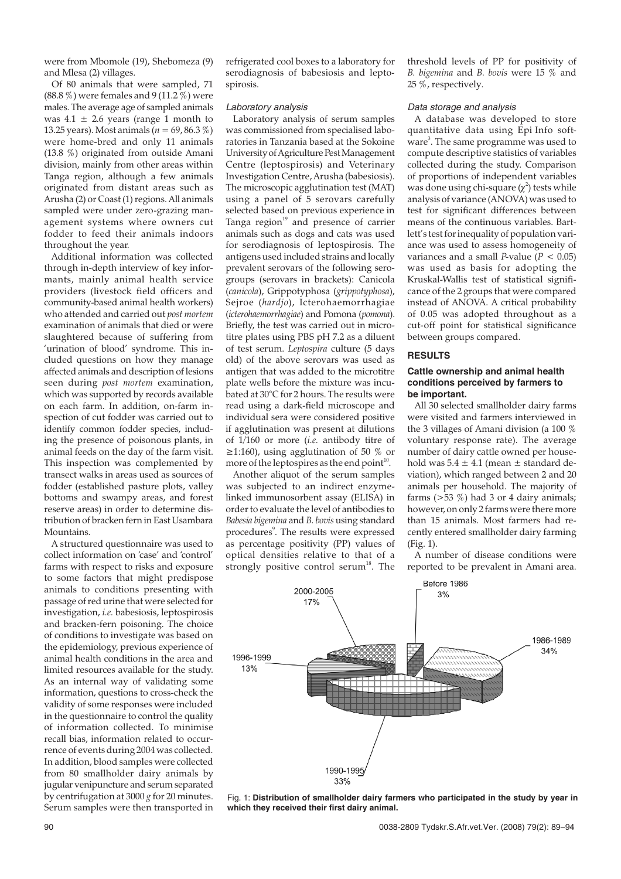were from Mbomole (19), Shebomeza (9) and Mlesa (2) villages.

Of 80 animals that were sampled, 71 (88.8 %) were females and 9 (11.2 %) were males. The average age of sampled animals was 4.1 ± 2.6 years (range 1 month to 13.25 years). Most animals ($n = 69$, 86.3 %) were home-bred and only 11 animals (13.8 %) originated from outside Amani division, mainly from other areas within Tanga region, although a few animals originated from distant areas such as Arusha (2) or Coast (1) regions. All animals sampled were under zero-grazing management systems where owners cut fodder to feed their animals indoors throughout the year.

Additional information was collected through in-depth interview of key informants, mainly animal health service providers (livestock field officers and community-based animal health workers) who attended and carried out *post mortem* examination of animals that died or were slaughtered because of suffering from 'urination of blood' syndrome. This included questions on how they manage affected animals and description of lesions seen during *post mortem* examination, which was supported by records available on each farm. In addition, on-farm inspection of cut fodder was carried out to identify common fodder species, including the presence of poisonous plants, in animal feeds on the day of the farm visit. This inspection was complemented by transect walks in areas used as sources of fodder (established pasture plots, valley bottoms and swampy areas, and forest reserve areas) in order to determine distribution of bracken fern in East Usambara Mountains.

A structured questionnaire was used to collect information on 'case' and 'control' farms with respect to risks and exposure to some factors that might predispose animals to conditions presenting with passage of red urine that were selected for investigation, *i.e.* babesiosis, leptospirosis and bracken-fern poisoning. The choice of conditions to investigate was based on the epidemiology, previous experience of animal health conditions in the area and limited resources available for the study. As an internal way of validating some information, questions to cross-check the validity of some responses were included in the questionnaire to control the quality of information collected. To minimise recall bias, information related to occurrence of events during 2004 was collected. In addition, blood samples were collected from 80 smallholder dairy animals by jugular venipuncture and serum separated by centrifugation at 3000 $g$ for 20 minutes. Serum samples were then transported in refrigerated cool boxes to a laboratory for serodiagnosis of babesiosis and leptospirosis.

### Laboratory analysis

Laboratory analysis of serum samples was commissioned from specialised laboratories in Tanzania based at the Sokoine University of Agriculture Pest Management Centre (leptospirosis) and Veterinary Investigation Centre, Arusha (babesiosis). The microscopic agglutination test (MAT) using a panel of 5 serovars carefully selected based on previous experience in Tanga region[19] and presence of carrier animals such as dogs and cats was used for serodiagnosis of leptospirosis. The antigens used included strains and locally prevalent serovars of the following serogroups (serovars in brackets): Canicola (*canicola*), Grippotyphosa (*grippotyphosa*), Sejroe (*hardjo*), Icterohaemorrhagiae (*icterohaemorrhagiae*) and Pomona (*pomona*). Briefly, the test was carried out in microtitre plates using PBS pH 7.2 as a diluent of test serum. *Leptospira* culture (5 days old) of the above serovars was used as antigen that was added to the microtitre plate wells before the mixture was incubated at 30°C for 2 hours. The results were read using a dark-field microscope and individual sera were considered positive if agglutination was present at dilutions of 1/160 or more (*i.e.* antibody titre of ≥1:160), using agglutination of 50 % or more of the leptospires as the end point[10].

Another aliquot of the serum samples was subjected to an indirect enzyme-linked immunosorbent assay (ELISA) in order to evaluate the level of antibodies to *Babesia bigemina* and *B. bovis* using standard procedures[9]. The results were expressed as percentage positivity (PP) values of optical densities relative to that of a strongly positive control serum[18]. The threshold levels of PP for positivity of *B. bigemina* and *B. bovis* were 15 % and 25 %, respectively.

### Data storage and analysis

A database was developed to store quantitative data using Epi Info software[3]. The same programme was used to compute descriptive statistics of variables collected during the study. Comparison of proportions of independent variables was done using chi-square ($\chi^2$) tests while analysis of variance (ANOVA) was used to test for significant differences between means of the continuous variables. Bartlett's test for inequality of population variance was used to assess homogeneity of variances and a small $P$-value ($P < 0.05$) was used as basis for adopting the Kruskal-Wallis test of statistical significance of the 2 groups that were compared instead of ANOVA. A critical probability of 0.05 was adopted throughout as a cut-off point for statistical significance between groups compared.

## RESULTS

### Cattle ownership and animal health conditions perceived by farmers to be important.

All 30 selected smallholder dairy farms were visited and farmers interviewed in the 3 villages of Amani division (a 100 % voluntary response rate). The average number of dairy cattle owned per household was 5.4 ± 4.1 (mean ± standard deviation), which ranged between 2 and 20 animals per household. The majority of farms (>53 %) had 3 or 4 dairy animals; however, on only 2 farms were there more than 15 animals. Most farmers had recently entered smallholder dairy farming (Fig. 1).

A number of disease conditions were reported to be prevalent in Amani area.

Fig. 1: **Distribution of smallholder dairy farmers who participated in the study by year in which they received their first dairy animal.**

| Period | Percentage |
|---|---|
| Before 1986 | 3% |
| 1986-1989 | 34% |
| 1990-1995 | 33% |
| 1996-1999 | 13% |
| 2000-2005 | 17% |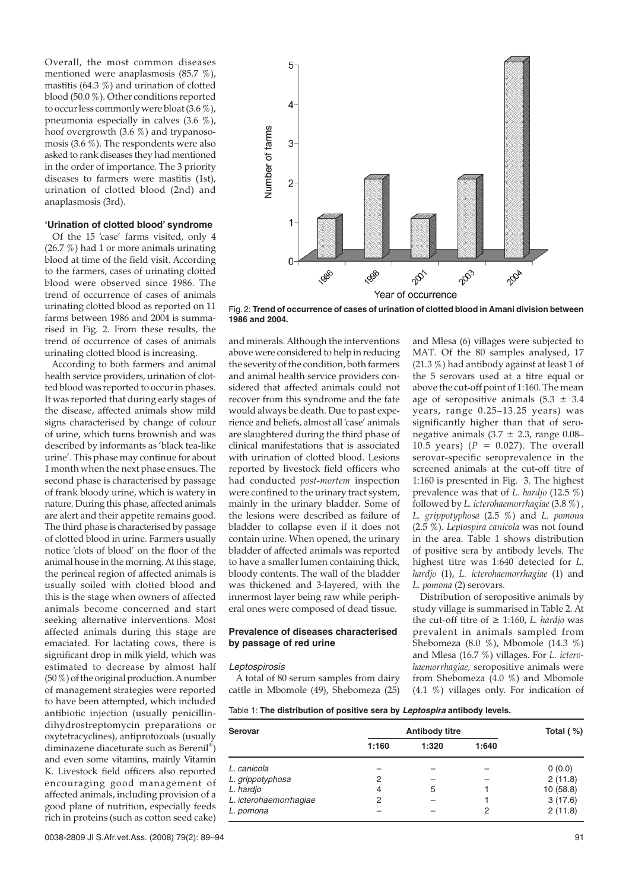Overall, the most common diseases mentioned were anaplasmosis (85.7 %), mastitis (64.3 %) and urination of clotted blood (50.0 %). Other conditions reported to occur less commonly were bloat (3.6 %), pneumonia especially in calves (3.6 %), hoof overgrowth (3.6 %) and trypanosomosis (3.6 %). The respondents were also asked to rank diseases they had mentioned in the order of importance. The 3 priority diseases to farmers were mastitis (1st), urination of clotted blood (2nd) and anaplasmosis (3rd).

#### 'Urination of clotted blood' syndrome

Of the 15 'case' farms visited, only 4 (26.7 %) had 1 or more animals urinating blood at time of the field visit. According to the farmers, cases of urinating clotted blood were observed since 1986. The trend of occurrence of cases of animals urinating clotted blood as reported on 11 farms between 1986 and 2004 is summarised in Fig. 2. From these results, the trend of occurrence of cases of animals urinating clotted blood is increasing.

According to both farmers and animal health service providers, urination of clotted blood was reported to occur in phases. It was reported that during early stages of the disease, affected animals show mild signs characterised by change of colour of urine, which turns brownish and was described by informants as 'black tea-like urine'. This phase may continue for about 1 month when the next phase ensues. The second phase is characterised by passage of frank bloody urine, which is watery in nature. During this phase, affected animals are alert and their appetite remains good. The third phase is characterised by passage of clotted blood in urine. Farmers usually notice 'clots of blood' on the floor of the animal house in the morning. At this stage, the perineal region of affected animals is usually soiled with clotted blood and this is the stage when owners of affected animals become concerned and start seeking alternative interventions. Most affected animals during this stage are emaciated. For lactating cows, there is significant drop in milk yield, which was estimated to decrease by almost half (50 %) of the original production. A number of management strategies were reported to have been attempted, which included antibiotic injection (usually penicillin-dihydrostreptomycin preparations or oxytetracyclines), antiprotozoals (usually diminazene diaceturate such as Berenil®) and even some vitamins, mainly Vitamin K. Livestock field officers also reported encouraging good management of affected animals, including provision of a good plane of nutrition, especially feeds rich in proteins (such as cotton seed cake) and minerals. Although the interventions above were considered to help in reducing the severity of the condition, both farmers and animal health service providers considered that affected animals could not recover from this syndrome and the fate would always be death. Due to past experience and beliefs, almost all 'case' animals are slaughtered during the third phase of clinical manifestations that is associated with urination of clotted blood. Lesions reported by livestock field officers who had conducted *post-mortem* inspection were confined to the urinary tract system, mainly in the urinary bladder. Some of the lesions were described as failure of bladder to collapse even if it does not contain urine. When opened, the urinary bladder of affected animals was reported to have a smaller lumen containing thick, bloody contents. The wall of the bladder was thickened and 3-layered, with the innermost layer being raw while peripheral ones were composed of dead tissue.

Fig. 2: **Trend of occurrence of cases of urination of clotted blood in Amani division between 1986 and 2004.**

### Prevalence of diseases characterised by passage of red urine

#### *Leptospirosis*

A total of 80 serum samples from dairy cattle in Mbomole (49), Shebomeza (25) and Mlesa (6) villages were subjected to MAT. Of the 80 samples analysed, 17 (21.3 %) had antibody against at least 1 of the 5 serovars used at a titre equal or above the cut-off point of 1:160. The mean age of seropositive animals (5.3 ± 3.4 years, range 0.25–13.25 years) was significantly higher than that of seronegative animals (3.7 ± 2.3, range 0.08–10.5 years) ($P = 0.027$). The overall serovar-specific seroprevalence in the screened animals at the cut-off titre of 1:160 is presented in Fig. 3. The highest prevalence was that of *L. hardjo* (12.5 %) followed by *L. icterohaemorrhagiae* (3.8 %), *L. grippotyphosa* (2.5 %) and *L. pomona* (2.5 %). *Leptospira canicola* was not found in the area. Table 1 shows distribution of positive sera by antibody levels. The highest titre was 1:640 detected for *L. hardjo* (1), *L. icterohaemorrhagiae* (1) and *L. pomona* (2) serovars.

Distribution of seropositive animals by study village is summarised in Table 2. At the cut-off titre of ≥ 1:160, *L. hardjo* was prevalent in animals sampled from Shebomeza (8.0 %), Mbomole (14.3 %) and Mlesa (16.7 %) villages. For *L. icterohaemorrhagiae,* seropositive animals were from Shebomeza (4.0 %) and Mbomole (4.1 %) villages only. For indication of

Table 1: **The distribution of positive sera by *Leptospira* antibody levels.**

| Serovar | Antibody titre | | | Total ( %) |
|---|---|---|---|---|
| | 1:160 | 1:320 | 1:640 | |
| *L. canicola* | – | – | – | 0 (0.0) |
| *L. grippotyphosa* | 2 | – | – | 2 (11.8) |
| *L. hardjo* | 4 | 5 | 1 | 10 (58.8) |
| *L. icterohaemorrhagiae* | 2 | – | 1 | 3 (17.6) |
| *L. pomona* | – | – | 2 | 2 (11.8) |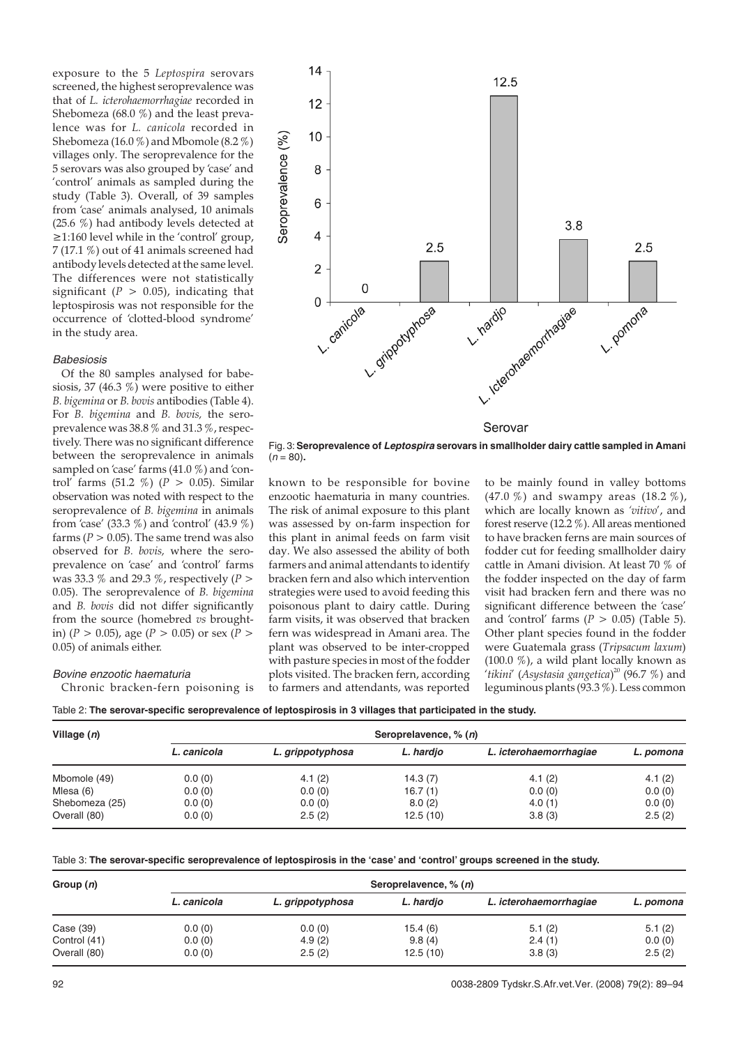exposure to the 5 *Leptospira* serovars screened, the highest seroprevalence was that of *L. icterohaemorrhagiae* recorded in Shebomeza (68.0 %) and the least prevalence was for *L. canicola* recorded in Shebomeza (16.0 %) and Mbomole (8.2 %) villages only. The seroprevalence for the 5 serovars was also grouped by 'case' and 'control' animals as sampled during the study (Table 3). Overall, of 39 samples from 'case' animals analysed, 10 animals (25.6 %) had antibody levels detected at ≥1:160 level while in the 'control' group, 7 (17.1 %) out of 41 animals screened had antibody levels detected at the same level. The differences were not statistically significant ($P > 0.05$), indicating that leptospirosis was not responsible for the occurrence of 'clotted-blood syndrome' in the study area.

### *Babesiosis*

Of the 80 samples analysed for babesiosis, 37 (46.3 %) were positive to either *B. bigemina* or *B. bovis* antibodies (Table 4). For *B. bigemina* and *B. bovis*, the seroprevalence was 38.8 % and 31.3 %, respectively. There was no significant difference between the seroprevalence in animals sampled on 'case' farms (41.0 %) and 'control' farms (51.2 %) ($P > 0.05$). Similar observation was noted with respect to the seroprevalence of *B. bigemina* in animals from 'case' (33.3 %) and 'control' (43.9 %) farms ($P > 0.05$). The same trend was also observed for *B. bovis*, where the seroprevalence on 'case' and 'control' farms was 33.3 % and 29.3 %, respectively ($P > 0.05$). The seroprevalence of *B. bigemina* and *B. bovis* did not differ significantly from the source (homebred *vs* brought-in) ($P > 0.05$), age ($P > 0.05$) or sex ($P > 0.05$) of animals either.

### *Bovine enzootic haematuria*

Chronic bracken-fern poisoning is known to be responsible for bovine enzootic haematuria in many countries. The risk of animal exposure to this plant was assessed by on-farm inspection for this plant in animal feeds on farm visit day. We also assessed the ability of both farmers and animal attendants to identify bracken fern and also which intervention strategies were used to avoid feeding this poisonous plant to dairy cattle. During farm visits, it was observed that bracken fern was widespread in Amani area. The plant was observed to be inter-cropped with pasture species in most of the fodder plots visited. The bracken fern, according to farmers and attendants, was reported to be mainly found in valley bottoms (47.0 %) and swampy areas (18.2 %), which are locally known as '*vitivo*', and forest reserve (12.2 %). All areas mentioned to have bracken ferns are main sources of fodder cut for feeding smallholder dairy cattle in Amani division. At least 70 % of the fodder inspected on the day of farm visit had bracken fern and there was no significant difference between the 'case' and 'control' farms ($P > 0.05$) (Table 5). Other plant species found in the fodder were Guatemala grass (*Tripsacum laxum*) (100.0 %), a wild plant locally known as '*tikini*' (*Asystasia gangetica*)[20] (96.7 %) and leguminous plants (93.3 %). Less common

| Serovar | Seroprevalence (%) |
|---|---|
| L. canicola | 0 |
| L. grippotyphosa | 2.5 |
| L. hardjo | 12.5 |
| L. icterohaemorrhagiae | 3.8 |
| L. pomona | 2.5 |

Fig. 3: **Seroprevalence of *Leptospira* serovars in smallholder dairy cattle sampled in Amani ($n$ = 80).**

Table 2: **The serovar-specific seroprevalence of leptospirosis in 3 villages that participated in the study.**

| Village ($n$) | Seroprelavence, % ($n$) | | | | |
|---|---|---|---|---|---|
| | *L. canicola* | *L. grippotyphosa* | *L. hardjo* | *L. icterohaemorrhagiae* | *L. pomona* |
| Mbomole (49) | 0.0 (0) | 4.1 (2) | 14.3 (7) | 4.1 (2) | 4.1 (2) |
| Mlesa (6) | 0.0 (0) | 0.0 (0) | 16.7 (1) | 0.0 (0) | 0.0 (0) |
| Shebomeza (25) | 0.0 (0) | 0.0 (0) | 8.0 (2) | 4.0 (1) | 0.0 (0) |
| Overall (80) | 0.0 (0) | 2.5 (2) | 12.5 (10) | 3.8 (3) | 2.5 (2) |

Table 3: **The serovar-specific seroprevalence of leptospirosis in the 'case' and 'control' groups screened in the study.**

| Group ($n$) | Seroprelavence, % ($n$) | | | | |
|---|---|---|---|---|---|
| | *L. canicola* | *L. grippotyphosa* | *L. hardjo* | *L. icterohaemorrhagiae* | *L. pomona* |
| Case (39) | 0.0 (0) | 0.0 (0) | 15.4 (6) | 5.1 (2) | 5.1 (2) |
| Control (41) | 0.0 (0) | 4.9 (2) | 9.8 (4) | 2.4 (1) | 0.0 (0) |
| Overall (80) | 0.0 (0) | 2.5 (2) | 12.5 (10) | 3.8 (3) | 2.5 (2) |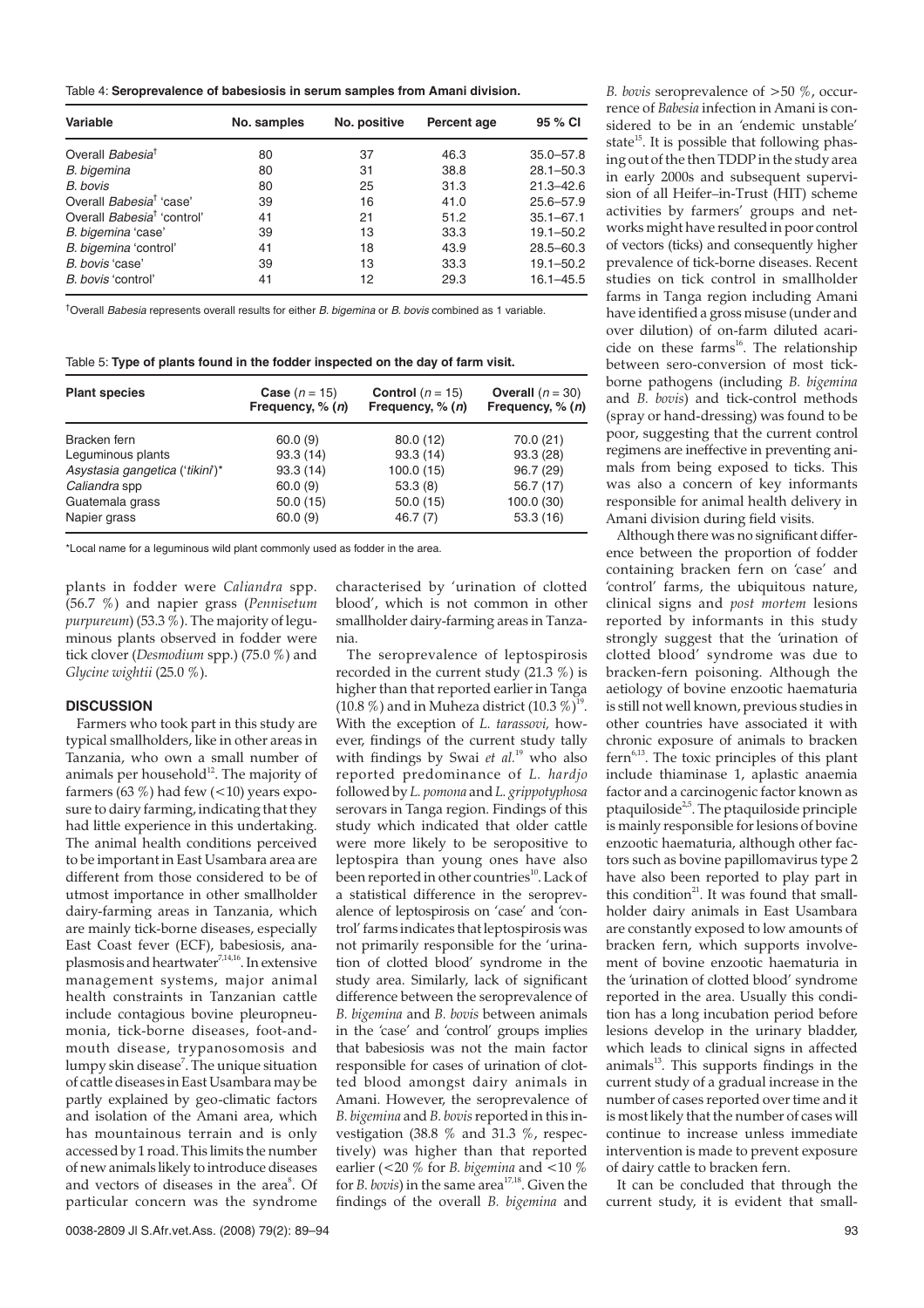Table 4: **Seroprevalence of babesiosis in serum samples from Amani division.**

| Variable | No. samples | No. positive | Percent age | 95 % CI |
|---|---|---|---|---|
| Overall *Babesia*[†] | 80 | 37 | 46.3 | 35.0–57.8 |
| *B. bigemina* | 80 | 31 | 38.8 | 28.1–50.3 |
| *B. bovis* | 80 | 25 | 31.3 | 21.3–42.6 |
| Overall *Babesia*[†] 'case' | 39 | 16 | 41.0 | 25.6–57.9 |
| Overall *Babesia*[†] 'control' | 41 | 21 | 51.2 | 35.1–67.1 |
| *B. bigemina* 'case' | 39 | 13 | 33.3 | 19.1–50.2 |
| *B. bigemina* 'control' | 41 | 18 | 43.9 | 28.5–60.3 |
| *B. bovis* 'case' | 39 | 13 | 33.3 | 19.1–50.2 |
| *B. bovis* 'control' | 41 | 12 | 29.3 | 16.1–45.5 |

[†]Overall *Babesia* represents overall results for either *B. bigemina* or *B. bovis* combined as 1 variable.

Table 5: **Type of plants found in the fodder inspected on the day of farm visit.**

| Plant species | **Case** ($n = 15$) Frequency, % ($n$) | **Control** ($n = 15$) Frequency, % ($n$) | **Overall** ($n = 30$) Frequency, % ($n$) |
|---|---|---|---|
| Bracken fern | 60.0 (9) | 80.0 (12) | 70.0 (21) |
| Leguminous plants | 93.3 (14) | 93.3 (14) | 93.3 (28) |
| *Asystasia gangetica* ('tikini')* | 93.3 (14) | 100.0 (15) | 96.7 (29) |
| *Caliandra* spp | 60.0 (9) | 53.3 (8) | 56.7 (17) |
| Guatemala grass | 50.0 (15) | 50.0 (15) | 100.0 (30) |
| Napier grass | 60.0 (9) | 46.7 (7) | 53.3 (16) |

*Local name for a leguminous wild plant commonly used as fodder in the area.

plants in fodder were *Caliandra* spp. (56.7 %) and napier grass (*Pennisetum purpureum*) (53.3 %). The majority of leguminous plants observed in fodder were tick clover (*Desmodium* spp.) (75.0 %) and *Glycine wightii* (25.0 %).

## DISCUSSION

Farmers who took part in this study are typical smallholders, like in other areas in Tanzania, who own a small number of animals per household[12]. The majority of farmers (63 %) had few (<10) years exposure to dairy farming, indicating that they had little experience in this undertaking. The animal health conditions perceived to be important in East Usambara area are different from those considered to be of utmost importance in other smallholder dairy-farming areas in Tanzania, which are mainly tick-borne diseases, especially East Coast fever (ECF), babesiosis, anaplasmosis and heartwater[7,14,16]. In extensive management systems, major animal health constraints in Tanzanian cattle include contagious bovine pleuropneumonia, tick-borne diseases, foot-and-mouth disease, trypanosomosis and lumpy skin disease[7]. The unique situation of cattle diseases in East Usambara may be partly explained by geo-climatic factors and isolation of the Amani area, which has mountainous terrain and is only accessed by 1 road. This limits the number of new animals likely to introduce diseases and vectors of diseases in the area[8]. Of particular concern was the syndrome characterised by 'urination of clotted blood', which is not common in other smallholder dairy-farming areas in Tanzania.

The seroprevalence of leptospirosis recorded in the current study (21.3 %) is higher than that reported earlier in Tanga (10.8 %) and in Muheza district (10.3 %)[19]. With the exception of *L. tarassovi*, however, findings of the current study tally with findings by Swai *et al.*[19] who also reported predominance of *L. hardjo* followed by *L. pomona* and *L. grippotyphosa* serovars in Tanga region. Findings of this study which indicated that older cattle were more likely to be seropositive to leptospira than young ones have also been reported in other countries[10]. Lack of a statistical difference in the seroprevalence of leptospirosis on 'case' and 'control' farms indicates that leptospirosis was not primarily responsible for the 'urination of clotted blood' syndrome in the study area. Similarly, lack of significant difference between the seroprevalence of *B. bigemina* and *B. bovis* between animals in the 'case' and 'control' groups implies that babesiosis was not the main factor responsible for cases of urination of clotted blood amongst dairy animals in Amani. However, the seroprevalence of *B. bigemina* and *B. bovis* reported in this investigation (38.8 % and 31.3 %, respectively) was higher than that reported earlier (<20 % for *B. bigemina* and <10 % for *B. bovis*) in the same area[17,18]. Given the findings of the overall *B. bigemina* and *B. bovis* seroprevalence of >50 %, occurrence of *Babesia* infection in Amani is considered to be in an 'endemic unstable' state[15]. It is possible that following phasing out of the then TDDP in the study area in early 2000s and subsequent supervision of all Heifer–in-Trust (HIT) scheme activities by farmers' groups and networks might have resulted in poor control of vectors (ticks) and consequently higher prevalence of tick-borne diseases. Recent studies on tick control in smallholder farms in Tanga region including Amani have identified a gross misuse (under and over dilution) of on-farm diluted acaricide on these farms[16]. The relationship between sero-conversion of most tick-borne pathogens (including *B. bigemina* and *B. bovis*) and tick-control methods (spray or hand-dressing) was found to be poor, suggesting that the current control regimens are ineffective in preventing animals from being exposed to ticks. This was also a concern of key informants responsible for animal health delivery in Amani division during field visits.

Although there was no significant difference between the proportion of fodder containing bracken fern on 'case' and 'control' farms, the ubiquitous nature, clinical signs and *post mortem* lesions reported by informants in this study strongly suggest that the 'urination of clotted blood' syndrome was due to bracken-fern poisoning. Although the aetiology of bovine enzootic haematuria is still not well known, previous studies in other countries have associated it with chronic exposure of animals to bracken fern[6,13]. The toxic principles of this plant include thiaminase 1, aplastic anaemia factor and a carcinogenic factor known as ptaquiloside[2,5]. The ptaquiloside principle is mainly responsible for lesions of bovine enzootic haematuria, although other factors such as bovine papillomavirus type 2 have also been reported to play part in this condition[21]. It was found that smallholder dairy animals in East Usambara are constantly exposed to low amounts of bracken fern, which supports involvement of bovine enzootic haematuria in the 'urination of clotted blood' syndrome reported in the area. Usually this condition has a long incubation period before lesions develop in the urinary bladder, which leads to clinical signs in affected animals[13]. This supports findings in the current study of a gradual increase in the number of cases reported over time and it is most likely that the number of cases will continue to increase unless immediate intervention is made to prevent exposure of dairy cattle to bracken fern.

It can be concluded that through the current study, it is evident that small-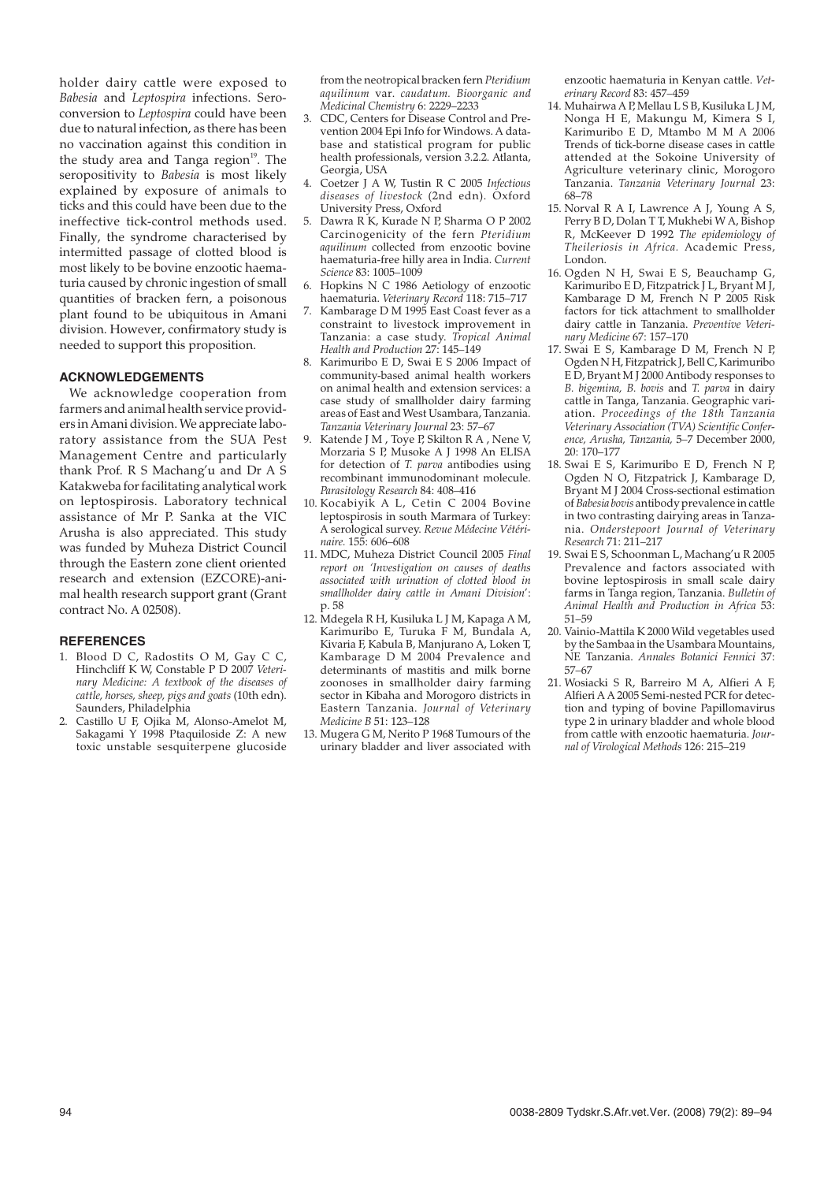holder dairy cattle were exposed to *Babesia* and *Leptospira* infections. Seroconversion to *Leptospira* could have been due to natural infection, as there has been no vaccination against this condition in the study area and Tanga region[19]. The seropositivity to *Babesia* is most likely explained by exposure of animals to ticks and this could have been due to the ineffective tick-control methods used. Finally, the syndrome characterised by intermitted passage of clotted blood is most likely to be bovine enzootic haematuria caused by chronic ingestion of small quantities of bracken fern, a poisonous plant found to be ubiquitous in Amani division. However, confirmatory study is needed to support this proposition.

## ACKNOWLEDGEMENTS

We acknowledge cooperation from farmers and animal health service providers in Amani division. We appreciate laboratory assistance from the SUA Pest Management Centre and particularly thank Prof. R S Machang'u and Dr A S Katakweba for facilitating analytical work on leptospirosis. Laboratory technical assistance of Mr P. Sanka at the VIC Arusha is also appreciated. This study was funded by Muheza District Council through the Eastern zone client oriented research and extension (EZCORE)-animal health research support grant (Grant contract No. A 02508).

## REFERENCES

1. Blood D C, Radostits O M, Gay C C, Hinchcliff K W, Constable P D 2007 *Veterinary Medicine: A textbook of the diseases of cattle, horses, sheep, pigs and goats* (10th edn). Saunders, Philadelphia
2. Castillo U F, Ojika M, Alonso-Amelot M, Sakagami Y 1998 Ptaquiloside Z: A new toxic unstable sesquiterpene glucoside from the neotropical bracken fern *Pteridium aquilinum* var. *caudatum. Bioorganic and Medicinal Chemistry* 6: 2229–2233
3. CDC, Centers for Disease Control and Prevention 2004 Epi Info for Windows. A database and statistical program for public health professionals, version 3.2.2. Atlanta, Georgia, USA
4. Coetzer J A W, Tustin R C 2005 *Infectious diseases of livestock* (2nd edn). Oxford University Press, Oxford
5. Dawra R K, Kurade N P, Sharma O P 2002 Carcinogenicity of the fern *Pteridium aquilinum* collected from enzootic bovine haematuria-free hilly area in India. *Current Science* 83: 1005–1009
6. Hopkins N C 1986 Aetiology of enzootic haematuria. *Veterinary Record* 118: 715–717
7. Kambarage D M 1995 East Coast fever as a constraint to livestock improvement in Tanzania: a case study. *Tropical Animal Health and Production* 27: 145–149
8. Karimuribo E D, Swai E S 2006 Impact of community-based animal health workers on animal health and extension services: a case study of smallholder dairy farming areas of East and West Usambara, Tanzania. *Tanzania Veterinary Journal* 23: 57–67
9. Katende J M , Toye P, Skilton R A , Nene V, Morzaria S P, Musoke A J 1998 An ELISA for detection of *T. parva* antibodies using recombinant immunodominant molecule. *Parasitology Research* 84: 408–416
10. Kocabiyik A L, Cetin C 2004 Bovine leptospirosis in south Marmara of Turkey: A serological survey. *Revue Médecine Vétérinaire.* 155: 606–608
11. MDC, Muheza District Council 2005 *Final report on 'Investigation on causes of deaths associated with urination of clotted blood in smallholder dairy cattle in Amani Division'*: p. 58
12. Mdegela R H, Kusiluka L J M, Kapaga A M, Karimuribo E, Turuka F M, Bundala A, Kivaria F, Kabula B, Manjurano A, Loken T, Kambarage D M 2004 Prevalence and determinants of mastitis and milk borne zoonoses in smallholder dairy farming sector in Kibaha and Morogoro districts in Eastern Tanzania. *Journal of Veterinary Medicine B* 51: 123–128
13. Mugera G M, Nerito P 1968 Tumours of the urinary bladder and liver associated with enzootic haematuria in Kenyan cattle. *Veterinary Record* 83: 457–459
14. Muhairwa A P, Mellau L S B, Kusiluka L J M, Nonga H E, Makungu M, Kimera S I, Karimuribo E D, Mtambo M M A 2006 Trends of tick-borne disease cases in cattle attended at the Sokoine University of Agriculture veterinary clinic, Morogoro Tanzania. *Tanzania Veterinary Journal* 23: 68–78
15. Norval R A I, Lawrence A J, Young A S, Perry B D, Dolan T T, Mukhebi W A, Bishop R, McKeever D 1992 *The epidemiology of Theileriosis in Africa.* Academic Press, London.
16. Ogden N H, Swai E S, Beauchamp G, Karimuribo E D, Fitzpatrick J L, Bryant M J, Kambarage D M, French N P 2005 Risk factors for tick attachment to smallholder dairy cattle in Tanzania. *Preventive Veterinary Medicine* 67: 157–170
17. Swai E S, Kambarage D M, French N P, Ogden N H, Fitzpatrick J, Bell C, Karimuribo E D, Bryant M J 2000 Antibody responses to *B. bigemina, B. bovis* and *T. parva* in dairy cattle in Tanga, Tanzania. Geographic variation. *Proceedings of the 18th Tanzania Veterinary Association (TVA) Scientific Conference, Arusha, Tanzania,* 5–7 December 2000, 20: 170–177
18. Swai E S, Karimuribo E D, French N P, Ogden N O, Fitzpatrick J, Kambarage D, Bryant M J 2004 Cross-sectional estimation of *Babesia bovis* antibody prevalence in cattle in two contrasting dairying areas in Tanzania. *Onderstepoort Journal of Veterinary Research* 71: 211–217
19. Swai E S, Schoonman L, Machang'u R 2005 Prevalence and factors associated with bovine leptospirosis in small scale dairy farms in Tanga region, Tanzania. *Bulletin of Animal Health and Production in Africa* 53: 51–59
20. Vainio-Mattila K 2000 Wild vegetables used by the Sambaa in the Usambara Mountains, NE Tanzania. *Annales Botanici Fennici* 37: 57–67
21. Wosiacki S R, Barreiro M A, Alfieri A F, Alfieri A A 2005 Semi-nested PCR for detection and typing of bovine Papillomavirus type 2 in urinary bladder and whole blood from cattle with enzootic haematuria. *Journal of Virological Methods* 126: 215–219